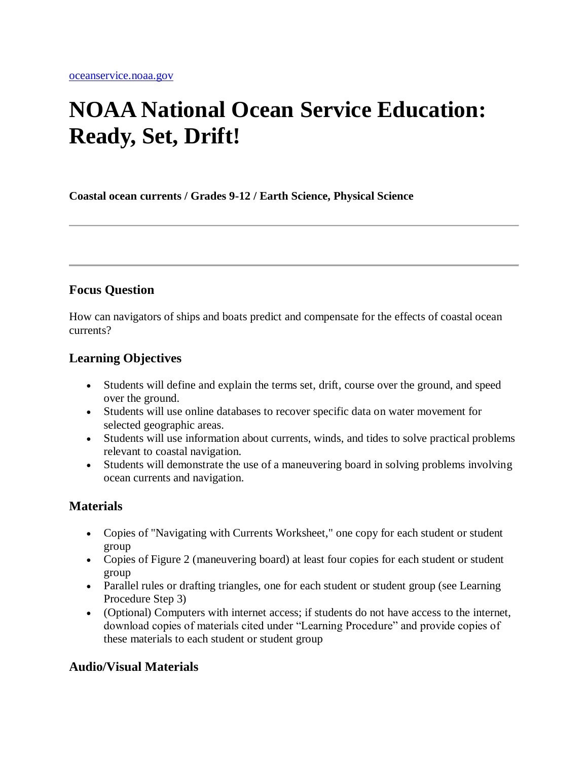oceanservice.noaa.gov

# NOAA National Ocean Service Education: Ready, Set, Drift!

**Coastal ocean currents / Grades 9-12 / Earth Science, Physical Science**

---

---

### Focus Question

How can navigators of ships and boats predict and compensate for the effects of coastal ocean currents?

### Learning Objectives

- Students will define and explain the terms set, drift, course over the ground, and speed over the ground.
- Students will use online databases to recover specific data on water movement for selected geographic areas.
- Students will use information about currents, winds, and tides to solve practical problems relevant to coastal navigation.
- Students will demonstrate the use of a maneuvering board in solving problems involving ocean currents and navigation.

### Materials

- Copies of "Navigating with Currents Worksheet," one copy for each student or student group
- Copies of Figure 2 (maneuvering board) at least four copies for each student or student group
- Parallel rules or drafting triangles, one for each student or student group (see Learning Procedure Step 3)
- (Optional) Computers with internet access; if students do not have access to the internet, download copies of materials cited under "Learning Procedure" and provide copies of these materials to each student or student group

### Audio/Visual Materials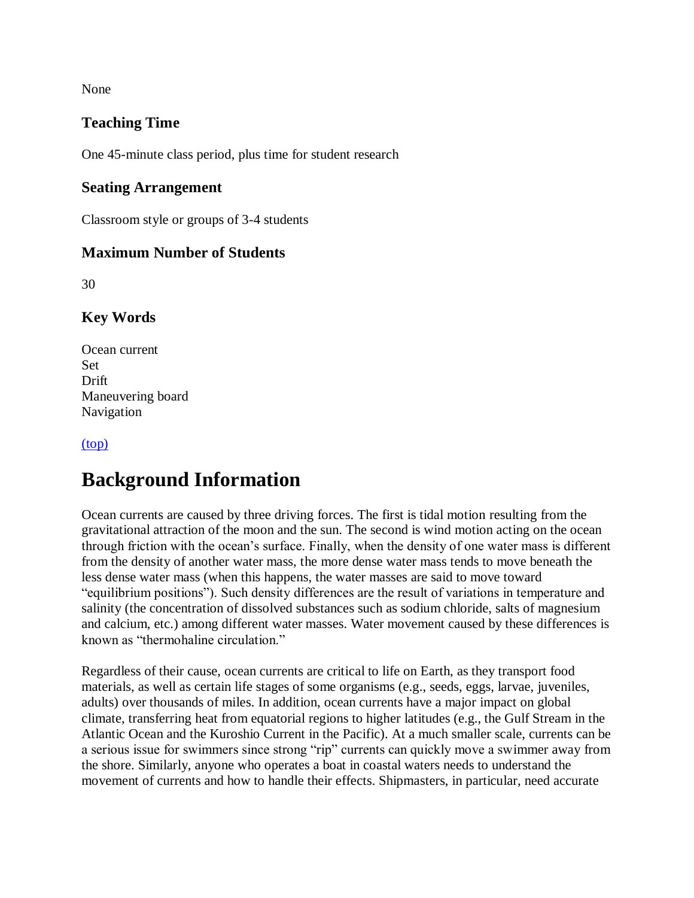None

### Teaching Time

One 45-minute class period, plus time for student research

### Seating Arrangement

Classroom style or groups of 3-4 students

### Maximum Number of Students

30

### Key Words

Ocean current
Set
Drift
Maneuvering board
Navigation

[(top)](#top)

# Background Information

Ocean currents are caused by three driving forces. The first is tidal motion resulting from the gravitational attraction of the moon and the sun. The second is wind motion acting on the ocean through friction with the ocean's surface. Finally, when the density of one water mass is different from the density of another water mass, the more dense water mass tends to move beneath the less dense water mass (when this happens, the water masses are said to move toward "equilibrium positions"). Such density differences are the result of variations in temperature and salinity (the concentration of dissolved substances such as sodium chloride, salts of magnesium and calcium, etc.) among different water masses. Water movement caused by these differences is known as "thermohaline circulation."

Regardless of their cause, ocean currents are critical to life on Earth, as they transport food materials, as well as certain life stages of some organisms (e.g., seeds, eggs, larvae, juveniles, adults) over thousands of miles. In addition, ocean currents have a major impact on global climate, transferring heat from equatorial regions to higher latitudes (e.g., the Gulf Stream in the Atlantic Ocean and the Kuroshio Current in the Pacific). At a much smaller scale, currents can be a serious issue for swimmers since strong "rip" currents can quickly move a swimmer away from the shore. Similarly, anyone who operates a boat in coastal waters needs to understand the movement of currents and how to handle their effects. Shipmasters, in particular, need accurate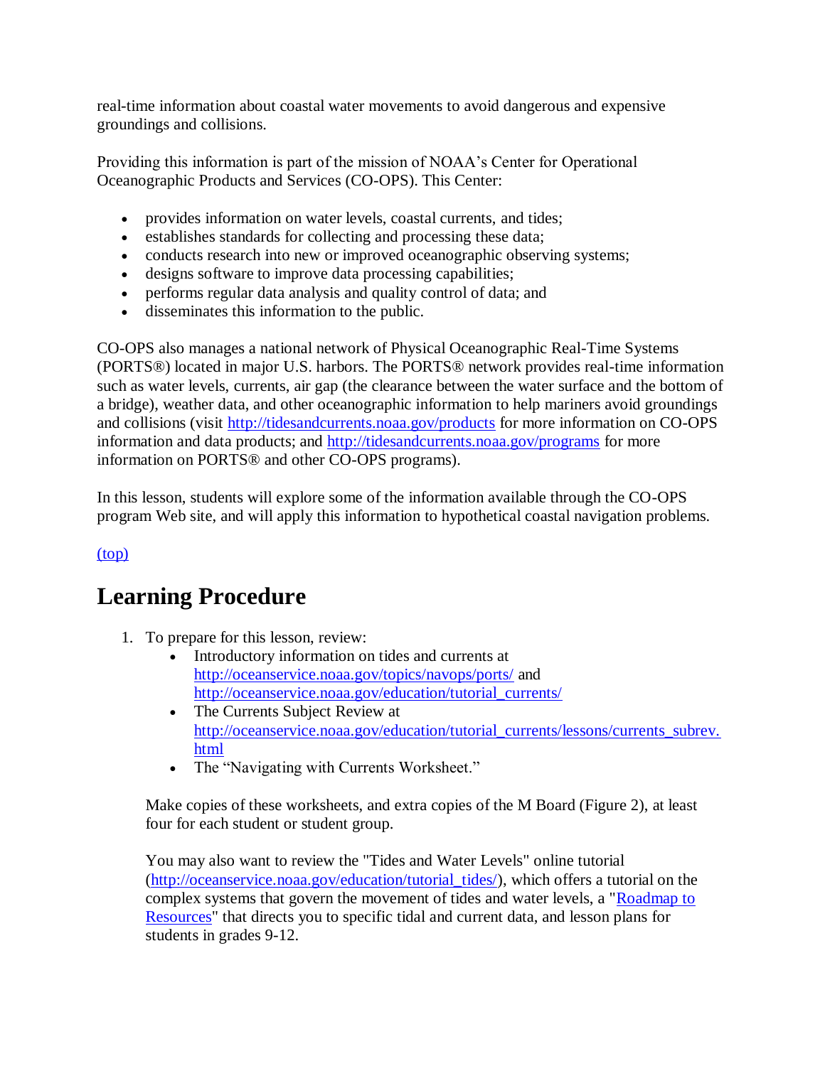real-time information about coastal water movements to avoid dangerous and expensive groundings and collisions.

Providing this information is part of the mission of NOAA's Center for Operational Oceanographic Products and Services (CO-OPS). This Center:

- provides information on water levels, coastal currents, and tides;
- establishes standards for collecting and processing these data;
- conducts research into new or improved oceanographic observing systems;
- designs software to improve data processing capabilities;
- performs regular data analysis and quality control of data; and
- disseminates this information to the public.

CO-OPS also manages a national network of Physical Oceanographic Real-Time Systems (PORTS®) located in major U.S. harbors. The PORTS® network provides real-time information such as water levels, currents, air gap (the clearance between the water surface and the bottom of a bridge), weather data, and other oceanographic information to help mariners avoid groundings and collisions (visit http://tidesandcurrents.noaa.gov/products for more information on CO-OPS information and data products; and http://tidesandcurrents.noaa.gov/programs for more information on PORTS® and other CO-OPS programs).

In this lesson, students will explore some of the information available through the CO-OPS program Web site, and will apply this information to hypothetical coastal navigation problems.

(top)

## Learning Procedure

1. To prepare for this lesson, review:
   - Introductory information on tides and currents at http://oceanservice.noaa.gov/topics/navops/ports/ and http://oceanservice.noaa.gov/education/tutorial_currents/
   - The Currents Subject Review at http://oceanservice.noaa.gov/education/tutorial_currents/lessons/currents_subrev.html
   - The "Navigating with Currents Worksheet."

   Make copies of these worksheets, and extra copies of the M Board (Figure 2), at least four for each student or student group.

   You may also want to review the "Tides and Water Levels" online tutorial (http://oceanservice.noaa.gov/education/tutorial_tides/), which offers a tutorial on the complex systems that govern the movement of tides and water levels, a "Roadmap to Resources" that directs you to specific tidal and current data, and lesson plans for students in grades 9-12.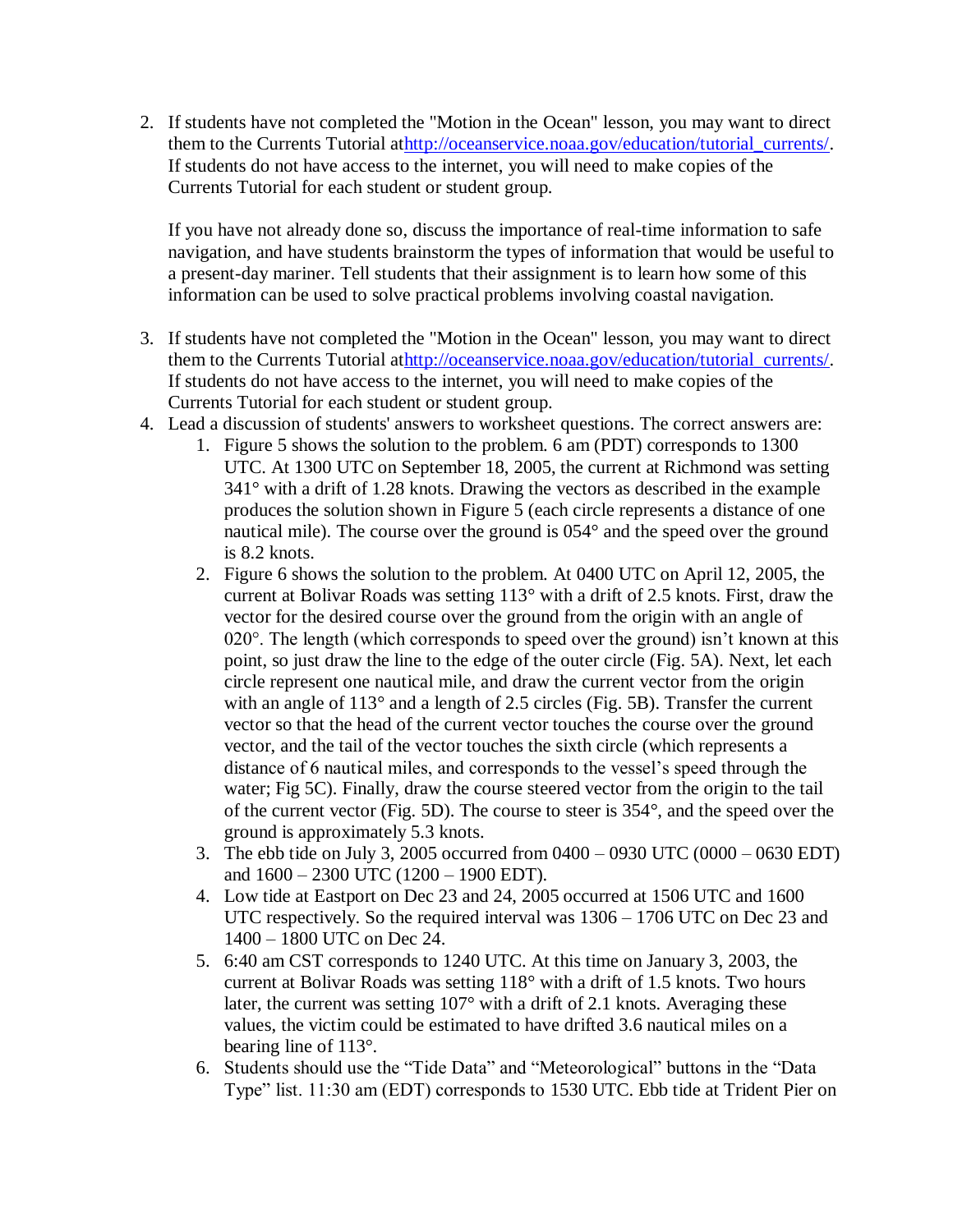2. If students have not completed the "Motion in the Ocean" lesson, you may want to direct them to the Currents Tutorial at[http://oceanservice.noaa.gov/education/tutorial_currents/](http://oceanservice.noaa.gov/education/tutorial_currents/). If students do not have access to the internet, you will need to make copies of the Currents Tutorial for each student or student group.

   If you have not already done so, discuss the importance of real-time information to safe navigation, and have students brainstorm the types of information that would be useful to a present-day mariner. Tell students that their assignment is to learn how some of this information can be used to solve practical problems involving coastal navigation.

3. If students have not completed the "Motion in the Ocean" lesson, you may want to direct them to the Currents Tutorial at[http://oceanservice.noaa.gov/education/tutorial_currents/](http://oceanservice.noaa.gov/education/tutorial_currents/). If students do not have access to the internet, you will need to make copies of the Currents Tutorial for each student or student group.
4. Lead a discussion of students' answers to worksheet questions. The correct answers are:
   1. Figure 5 shows the solution to the problem. 6 am (PDT) corresponds to 1300 UTC. At 1300 UTC on September 18, 2005, the current at Richmond was setting 341° with a drift of 1.28 knots. Drawing the vectors as described in the example produces the solution shown in Figure 5 (each circle represents a distance of one nautical mile). The course over the ground is 054° and the speed over the ground is 8.2 knots.
   2. Figure 6 shows the solution to the problem. At 0400 UTC on April 12, 2005, the current at Bolivar Roads was setting 113° with a drift of 2.5 knots. First, draw the vector for the desired course over the ground from the origin with an angle of 020°. The length (which corresponds to speed over the ground) isn't known at this point, so just draw the line to the edge of the outer circle (Fig. 5A). Next, let each circle represent one nautical mile, and draw the current vector from the origin with an angle of 113° and a length of 2.5 circles (Fig. 5B). Transfer the current vector so that the head of the current vector touches the course over the ground vector, and the tail of the vector touches the sixth circle (which represents a distance of 6 nautical miles, and corresponds to the vessel's speed through the water; Fig 5C). Finally, draw the course steered vector from the origin to the tail of the current vector (Fig. 5D). The course to steer is 354°, and the speed over the ground is approximately 5.3 knots.
   3. The ebb tide on July 3, 2005 occurred from 0400 – 0930 UTC (0000 – 0630 EDT) and 1600 – 2300 UTC (1200 – 1900 EDT).
   4. Low tide at Eastport on Dec 23 and 24, 2005 occurred at 1506 UTC and 1600 UTC respectively. So the required interval was 1306 – 1706 UTC on Dec 23 and 1400 – 1800 UTC on Dec 24.
   5. 6:40 am CST corresponds to 1240 UTC. At this time on January 3, 2003, the current at Bolivar Roads was setting 118° with a drift of 1.5 knots. Two hours later, the current was setting 107° with a drift of 2.1 knots. Averaging these values, the victim could be estimated to have drifted 3.6 nautical miles on a bearing line of 113°.
   6. Students should use the "Tide Data" and "Meteorological" buttons in the "Data Type" list. 11:30 am (EDT) corresponds to 1530 UTC. Ebb tide at Trident Pier on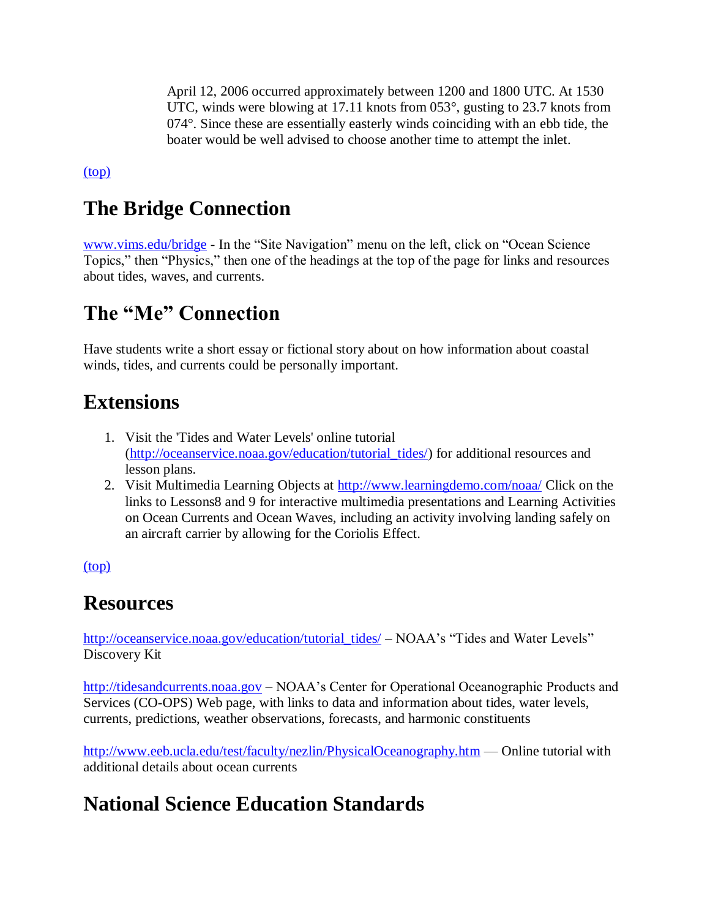April 12, 2006 occurred approximately between 1200 and 1800 UTC. At 1530 UTC, winds were blowing at 17.11 knots from 053°, gusting to 23.7 knots from 074°. Since these are essentially easterly winds coinciding with an ebb tide, the boater would be well advised to choose another time to attempt the inlet.

(top)

## The Bridge Connection

www.vims.edu/bridge - In the "Site Navigation" menu on the left, click on "Ocean Science Topics," then "Physics," then one of the headings at the top of the page for links and resources about tides, waves, and currents.

## The "Me" Connection

Have students write a short essay or fictional story about on how information about coastal winds, tides, and currents could be personally important.

## Extensions

1. Visit the 'Tides and Water Levels' online tutorial (http://oceanservice.noaa.gov/education/tutorial_tides/) for additional resources and lesson plans.
2. Visit Multimedia Learning Objects at http://www.learningdemo.com/noaa/ Click on the links to Lessons8 and 9 for interactive multimedia presentations and Learning Activities on Ocean Currents and Ocean Waves, including an activity involving landing safely on an aircraft carrier by allowing for the Coriolis Effect.

(top)

## Resources

http://oceanservice.noaa.gov/education/tutorial_tides/ – NOAA's "Tides and Water Levels" Discovery Kit

http://tidesandcurrents.noaa.gov – NOAA's Center for Operational Oceanographic Products and Services (CO-OPS) Web page, with links to data and information about tides, water levels, currents, predictions, weather observations, forecasts, and harmonic constituents

http://www.eeb.ucla.edu/test/faculty/nezlin/PhysicalOceanography.htm — Online tutorial with additional details about ocean currents

## National Science Education Standards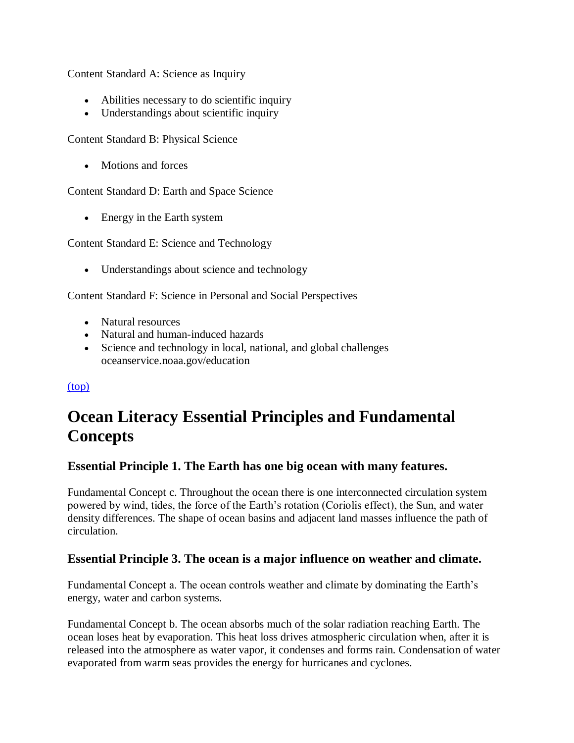Content Standard A: Science as Inquiry

- Abilities necessary to do scientific inquiry
- Understandings about scientific inquiry

Content Standard B: Physical Science

- Motions and forces

Content Standard D: Earth and Space Science

- Energy in the Earth system

Content Standard E: Science and Technology

- Understandings about science and technology

Content Standard F: Science in Personal and Social Perspectives

- Natural resources
- Natural and human-induced hazards
- Science and technology in local, national, and global challenges oceanservice.noaa.gov/education

(top)

## Ocean Literacy Essential Principles and Fundamental Concepts

### Essential Principle 1. The Earth has one big ocean with many features.

Fundamental Concept c. Throughout the ocean there is one interconnected circulation system powered by wind, tides, the force of the Earth's rotation (Coriolis effect), the Sun, and water density differences. The shape of ocean basins and adjacent land masses influence the path of circulation.

### Essential Principle 3. The ocean is a major influence on weather and climate.

Fundamental Concept a. The ocean controls weather and climate by dominating the Earth's energy, water and carbon systems.

Fundamental Concept b. The ocean absorbs much of the solar radiation reaching Earth. The ocean loses heat by evaporation. This heat loss drives atmospheric circulation when, after it is released into the atmosphere as water vapor, it condenses and forms rain. Condensation of water evaporated from warm seas provides the energy for hurricanes and cyclones.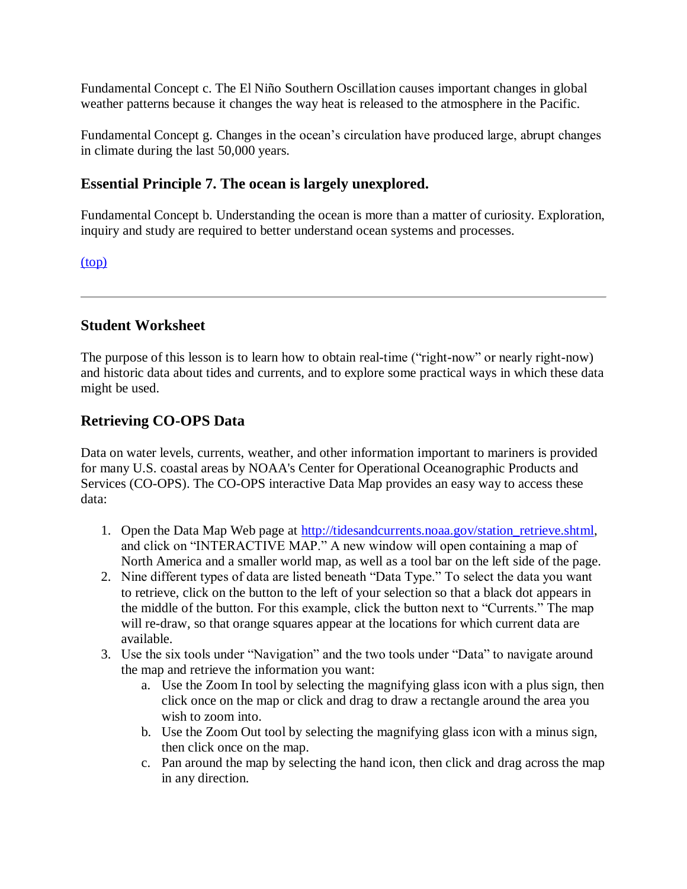Fundamental Concept c. The El Niño Southern Oscillation causes important changes in global weather patterns because it changes the way heat is released to the atmosphere in the Pacific.

Fundamental Concept g. Changes in the ocean's circulation have produced large, abrupt changes in climate during the last 50,000 years.

### Essential Principle 7. The ocean is largely unexplored.

Fundamental Concept b. Understanding the ocean is more than a matter of curiosity. Exploration, inquiry and study are required to better understand ocean systems and processes.

(top)

---

### Student Worksheet

The purpose of this lesson is to learn how to obtain real-time ("right-now" or nearly right-now) and historic data about tides and currents, and to explore some practical ways in which these data might be used.

### Retrieving CO-OPS Data

Data on water levels, currents, weather, and other information important to mariners is provided for many U.S. coastal areas by NOAA's Center for Operational Oceanographic Products and Services (CO-OPS). The CO-OPS interactive Data Map provides an easy way to access these data:

1. Open the Data Map Web page at http://tidesandcurrents.noaa.gov/station_retrieve.shtml, and click on "INTERACTIVE MAP." A new window will open containing a map of North America and a smaller world map, as well as a tool bar on the left side of the page.
2. Nine different types of data are listed beneath "Data Type." To select the data you want to retrieve, click on the button to the left of your selection so that a black dot appears in the middle of the button. For this example, click the button next to "Currents." The map will re-draw, so that orange squares appear at the locations for which current data are available.
3. Use the six tools under "Navigation" and the two tools under "Data" to navigate around the map and retrieve the information you want:
   a. Use the Zoom In tool by selecting the magnifying glass icon with a plus sign, then click once on the map or click and drag to draw a rectangle around the area you wish to zoom into.
   b. Use the Zoom Out tool by selecting the magnifying glass icon with a minus sign, then click once on the map.
   c. Pan around the map by selecting the hand icon, then click and drag across the map in any direction.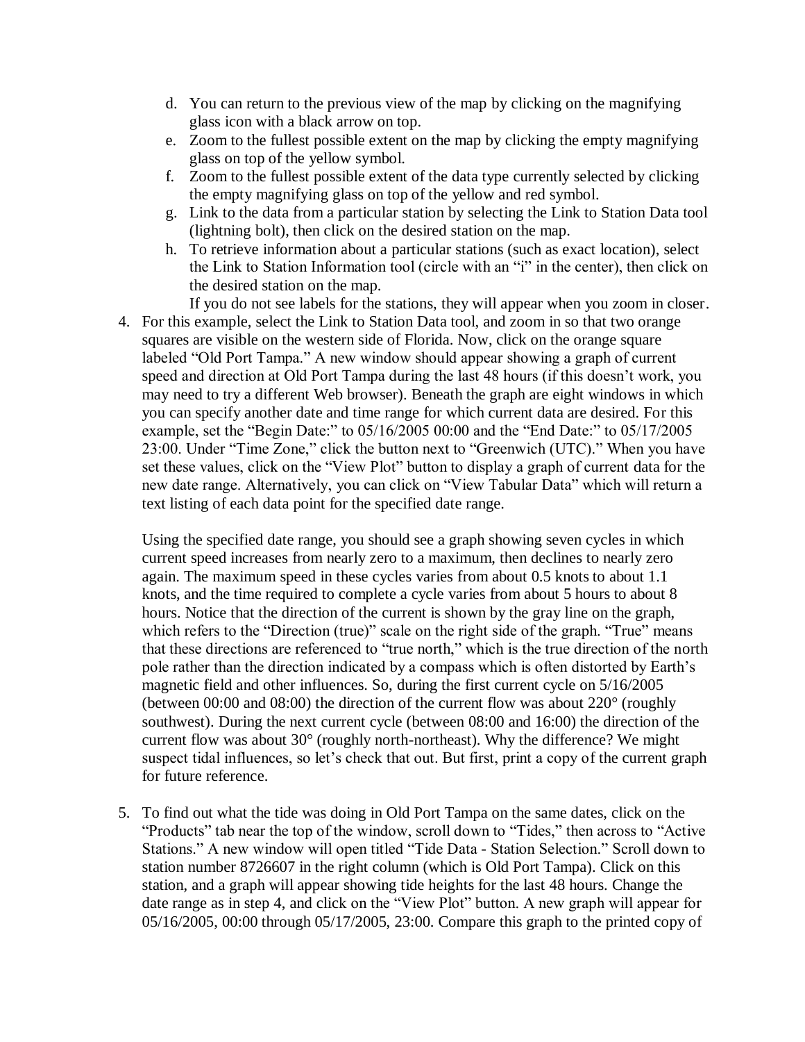d. You can return to the previous view of the map by clicking on the magnifying glass icon with a black arrow on top.
   e. Zoom to the fullest possible extent on the map by clicking the empty magnifying glass on top of the yellow symbol.
   f. Zoom to the fullest possible extent of the data type currently selected by clicking the empty magnifying glass on top of the yellow and red symbol.
   g. Link to the data from a particular station by selecting the Link to Station Data tool (lightning bolt), then click on the desired station on the map.
   h. To retrieve information about a particular stations (such as exact location), select the Link to Station Information tool (circle with an "i" in the center), then click on the desired station on the map.

   If you do not see labels for the stations, they will appear when you zoom in closer.

4. For this example, select the Link to Station Data tool, and zoom in so that two orange squares are visible on the western side of Florida. Now, click on the orange square labeled "Old Port Tampa." A new window should appear showing a graph of current speed and direction at Old Port Tampa during the last 48 hours (if this doesn't work, you may need to try a different Web browser). Beneath the graph are eight windows in which you can specify another date and time range for which current data are desired. For this example, set the "Begin Date:" to 05/16/2005 00:00 and the "End Date:" to 05/17/2005 23:00. Under "Time Zone," click the button next to "Greenwich (UTC)." When you have set these values, click on the "View Plot" button to display a graph of current data for the new date range. Alternatively, you can click on "View Tabular Data" which will return a text listing of each data point for the specified date range.

   Using the specified date range, you should see a graph showing seven cycles in which current speed increases from nearly zero to a maximum, then declines to nearly zero again. The maximum speed in these cycles varies from about 0.5 knots to about 1.1 knots, and the time required to complete a cycle varies from about 5 hours to about 8 hours. Notice that the direction of the current is shown by the gray line on the graph, which refers to the "Direction (true)" scale on the right side of the graph. "True" means that these directions are referenced to "true north," which is the true direction of the north pole rather than the direction indicated by a compass which is often distorted by Earth's magnetic field and other influences. So, during the first current cycle on 5/16/2005 (between 00:00 and 08:00) the direction of the current flow was about 220° (roughly southwest). During the next current cycle (between 08:00 and 16:00) the direction of the current flow was about 30° (roughly north-northeast). Why the difference? We might suspect tidal influences, so let's check that out. But first, print a copy of the current graph for future reference.

5. To find out what the tide was doing in Old Port Tampa on the same dates, click on the "Products" tab near the top of the window, scroll down to "Tides," then across to "Active Stations." A new window will open titled "Tide Data - Station Selection." Scroll down to station number 8726607 in the right column (which is Old Port Tampa). Click on this station, and a graph will appear showing tide heights for the last 48 hours. Change the date range as in step 4, and click on the "View Plot" button. A new graph will appear for 05/16/2005, 00:00 through 05/17/2005, 23:00. Compare this graph to the printed copy of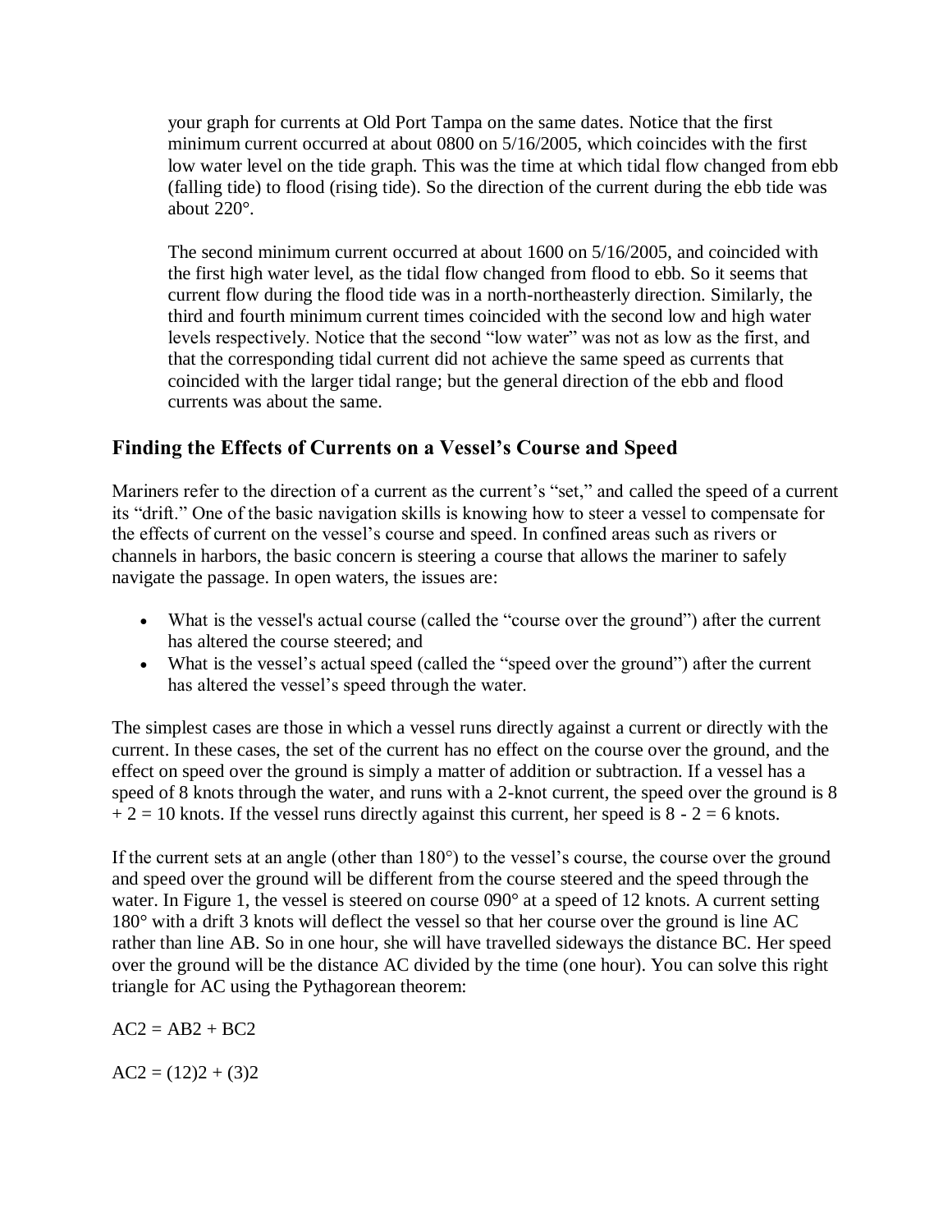your graph for currents at Old Port Tampa on the same dates. Notice that the first minimum current occurred at about 0800 on 5/16/2005, which coincides with the first low water level on the tide graph. This was the time at which tidal flow changed from ebb (falling tide) to flood (rising tide). So the direction of the current during the ebb tide was about 220°.

The second minimum current occurred at about 1600 on 5/16/2005, and coincided with the first high water level, as the tidal flow changed from flood to ebb. So it seems that current flow during the flood tide was in a north-northeasterly direction. Similarly, the third and fourth minimum current times coincided with the second low and high water levels respectively. Notice that the second "low water" was not as low as the first, and that the corresponding tidal current did not achieve the same speed as currents that coincided with the larger tidal range; but the general direction of the ebb and flood currents was about the same.

## Finding the Effects of Currents on a Vessel's Course and Speed

Mariners refer to the direction of a current as the current's "set," and called the speed of a current its "drift." One of the basic navigation skills is knowing how to steer a vessel to compensate for the effects of current on the vessel's course and speed. In confined areas such as rivers or channels in harbors, the basic concern is steering a course that allows the mariner to safely navigate the passage. In open waters, the issues are:

- What is the vessel's actual course (called the "course over the ground") after the current has altered the course steered; and
- What is the vessel's actual speed (called the "speed over the ground") after the current has altered the vessel's speed through the water.

The simplest cases are those in which a vessel runs directly against a current or directly with the current. In these cases, the set of the current has no effect on the course over the ground, and the effect on speed over the ground is simply a matter of addition or subtraction. If a vessel has a speed of 8 knots through the water, and runs with a 2-knot current, the speed over the ground is $8 + 2 = 10$ knots. If the vessel runs directly against this current, her speed is $8 - 2 = 6$ knots.

If the current sets at an angle (other than 180°) to the vessel's course, the course over the ground and speed over the ground will be different from the course steered and the speed through the water. In Figure 1, the vessel is steered on course 090° at a speed of 12 knots. A current setting 180° with a drift 3 knots will deflect the vessel so that her course over the ground is line AC rather than line AB. So in one hour, she will have travelled sideways the distance BC. Her speed over the ground will be the distance AC divided by the time (one hour). You can solve this right triangle for AC using the Pythagorean theorem:

$AC^2 = AB^2 + BC^2$

$AC^2 = (12)^2 + (3)^2$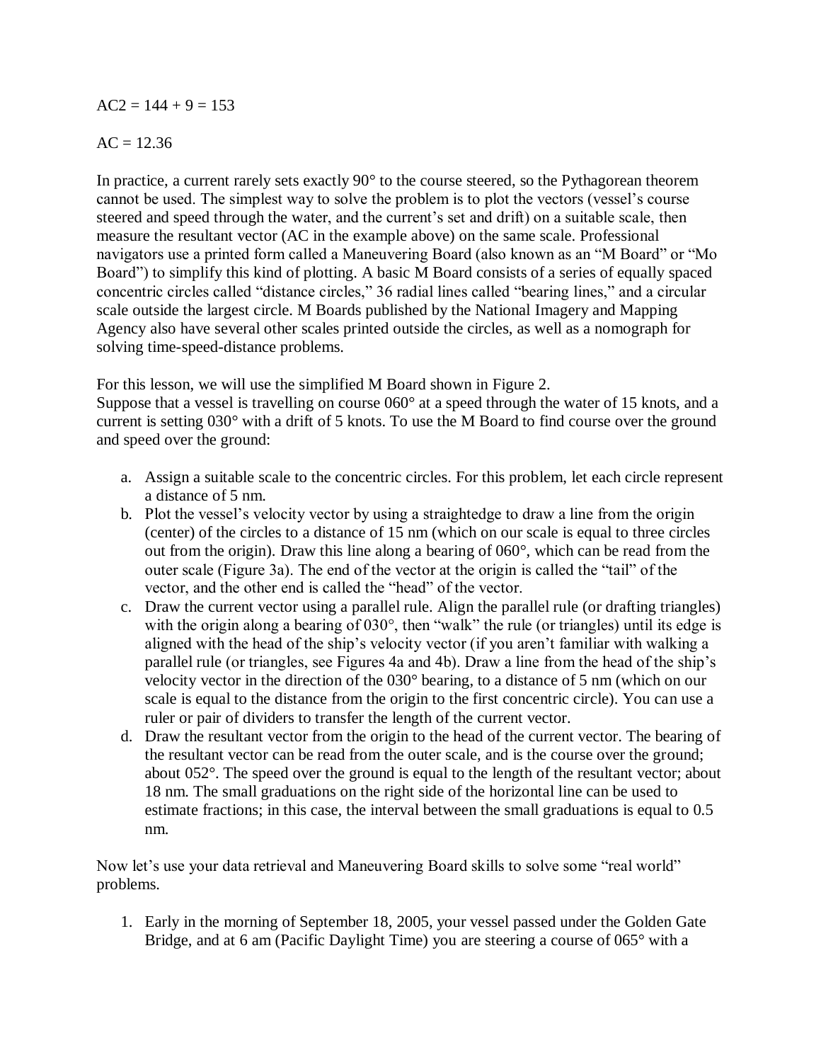$AC2 = 144 + 9 = 153$

$AC = 12.36$

In practice, a current rarely sets exactly 90° to the course steered, so the Pythagorean theorem cannot be used. The simplest way to solve the problem is to plot the vectors (vessel's course steered and speed through the water, and the current's set and drift) on a suitable scale, then measure the resultant vector (AC in the example above) on the same scale. Professional navigators use a printed form called a Maneuvering Board (also known as an "M Board" or "Mo Board") to simplify this kind of plotting. A basic M Board consists of a series of equally spaced concentric circles called "distance circles," 36 radial lines called "bearing lines," and a circular scale outside the largest circle. M Boards published by the National Imagery and Mapping Agency also have several other scales printed outside the circles, as well as a nomograph for solving time-speed-distance problems.

For this lesson, we will use the simplified M Board shown in Figure 2.
Suppose that a vessel is travelling on course 060° at a speed through the water of 15 knots, and a current is setting 030° with a drift of 5 knots. To use the M Board to find course over the ground and speed over the ground:

a. Assign a suitable scale to the concentric circles. For this problem, let each circle represent a distance of 5 nm.
b. Plot the vessel's velocity vector by using a straightedge to draw a line from the origin (center) of the circles to a distance of 15 nm (which on our scale is equal to three circles out from the origin). Draw this line along a bearing of 060°, which can be read from the outer scale (Figure 3a). The end of the vector at the origin is called the "tail" of the vector, and the other end is called the "head" of the vector.
c. Draw the current vector using a parallel rule. Align the parallel rule (or drafting triangles) with the origin along a bearing of 030°, then "walk" the rule (or triangles) until its edge is aligned with the head of the ship's velocity vector (if you aren't familiar with walking a parallel rule (or triangles, see Figures 4a and 4b). Draw a line from the head of the ship's velocity vector in the direction of the 030° bearing, to a distance of 5 nm (which on our scale is equal to the distance from the origin to the first concentric circle). You can use a ruler or pair of dividers to transfer the length of the current vector.
d. Draw the resultant vector from the origin to the head of the current vector. The bearing of the resultant vector can be read from the outer scale, and is the course over the ground; about 052°. The speed over the ground is equal to the length of the resultant vector; about 18 nm. The small graduations on the right side of the horizontal line can be used to estimate fractions; in this case, the interval between the small graduations is equal to 0.5 nm.

Now let's use your data retrieval and Maneuvering Board skills to solve some "real world" problems.

1. Early in the morning of September 18, 2005, your vessel passed under the Golden Gate Bridge, and at 6 am (Pacific Daylight Time) you are steering a course of 065° with a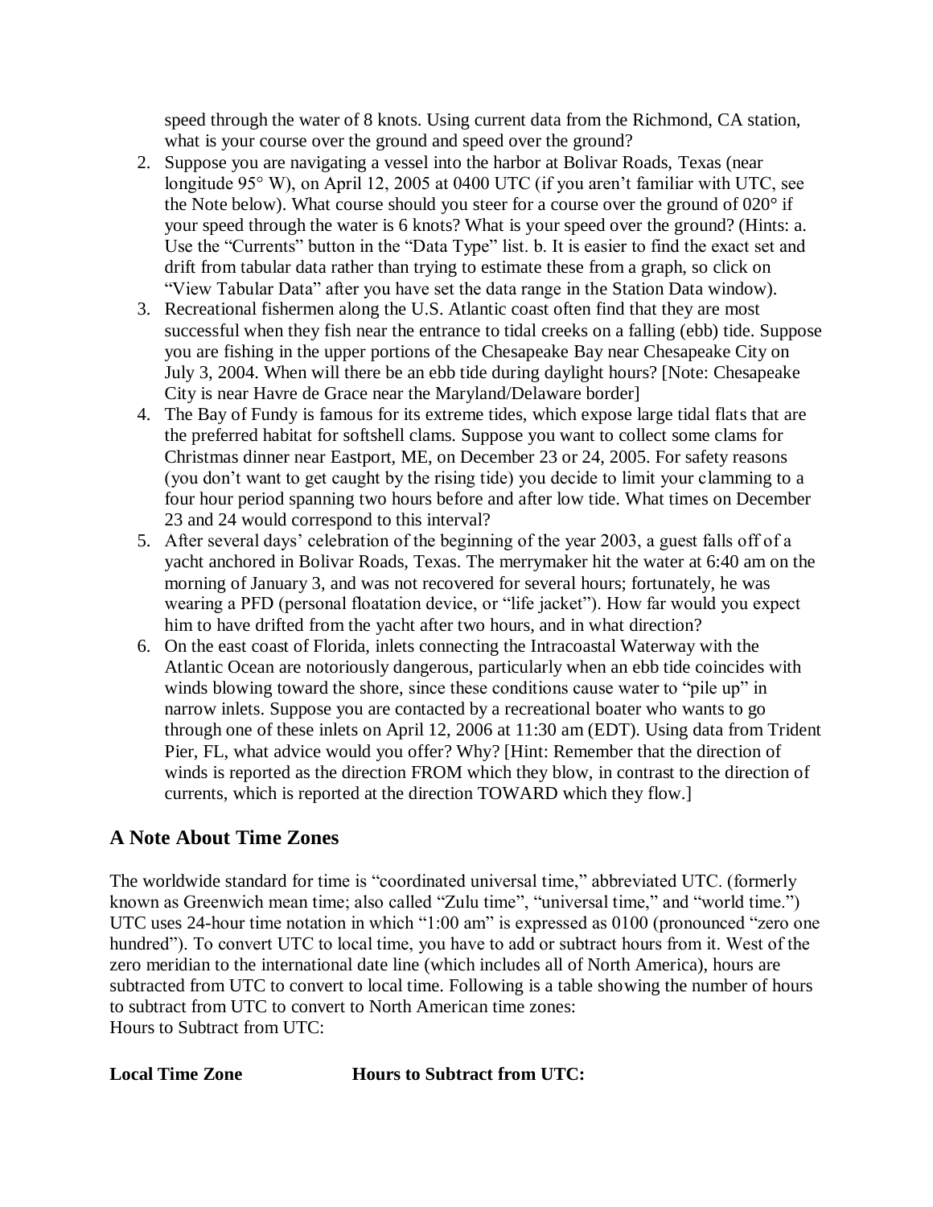speed through the water of 8 knots. Using current data from the Richmond, CA station, what is your course over the ground and speed over the ground?

2. Suppose you are navigating a vessel into the harbor at Bolivar Roads, Texas (near longitude 95° W), on April 12, 2005 at 0400 UTC (if you aren't familiar with UTC, see the Note below). What course should you steer for a course over the ground of 020° if your speed through the water is 6 knots? What is your speed over the ground? (Hints: a. Use the "Currents" button in the "Data Type" list. b. It is easier to find the exact set and drift from tabular data rather than trying to estimate these from a graph, so click on "View Tabular Data" after you have set the data range in the Station Data window).
3. Recreational fishermen along the U.S. Atlantic coast often find that they are most successful when they fish near the entrance to tidal creeks on a falling (ebb) tide. Suppose you are fishing in the upper portions of the Chesapeake Bay near Chesapeake City on July 3, 2004. When will there be an ebb tide during daylight hours? [Note: Chesapeake City is near Havre de Grace near the Maryland/Delaware border]
4. The Bay of Fundy is famous for its extreme tides, which expose large tidal flats that are the preferred habitat for softshell clams. Suppose you want to collect some clams for Christmas dinner near Eastport, ME, on December 23 or 24, 2005. For safety reasons (you don't want to get caught by the rising tide) you decide to limit your clamming to a four hour period spanning two hours before and after low tide. What times on December 23 and 24 would correspond to this interval?
5. After several days' celebration of the beginning of the year 2003, a guest falls off of a yacht anchored in Bolivar Roads, Texas. The merrymaker hit the water at 6:40 am on the morning of January 3, and was not recovered for several hours; fortunately, he was wearing a PFD (personal floatation device, or "life jacket"). How far would you expect him to have drifted from the yacht after two hours, and in what direction?
6. On the east coast of Florida, inlets connecting the Intracoastal Waterway with the Atlantic Ocean are notoriously dangerous, particularly when an ebb tide coincides with winds blowing toward the shore, since these conditions cause water to "pile up" in narrow inlets. Suppose you are contacted by a recreational boater who wants to go through one of these inlets on April 12, 2006 at 11:30 am (EDT). Using data from Trident Pier, FL, what advice would you offer? Why? [Hint: Remember that the direction of winds is reported as the direction FROM which they blow, in contrast to the direction of currents, which is reported at the direction TOWARD which they flow.]

## A Note About Time Zones

The worldwide standard for time is "coordinated universal time," abbreviated UTC. (formerly known as Greenwich mean time; also called "Zulu time", "universal time," and "world time.") UTC uses 24-hour time notation in which "1:00 am" is expressed as 0100 (pronounced "zero one hundred"). To convert UTC to local time, you have to add or subtract hours from it. West of the zero meridian to the international date line (which includes all of North America), hours are subtracted from UTC to convert to local time. Following is a table showing the number of hours to subtract from UTC to convert to North American time zones:

Hours to Subtract from UTC:

| **Local Time Zone** | **Hours to Subtract from UTC:** |
|---|---|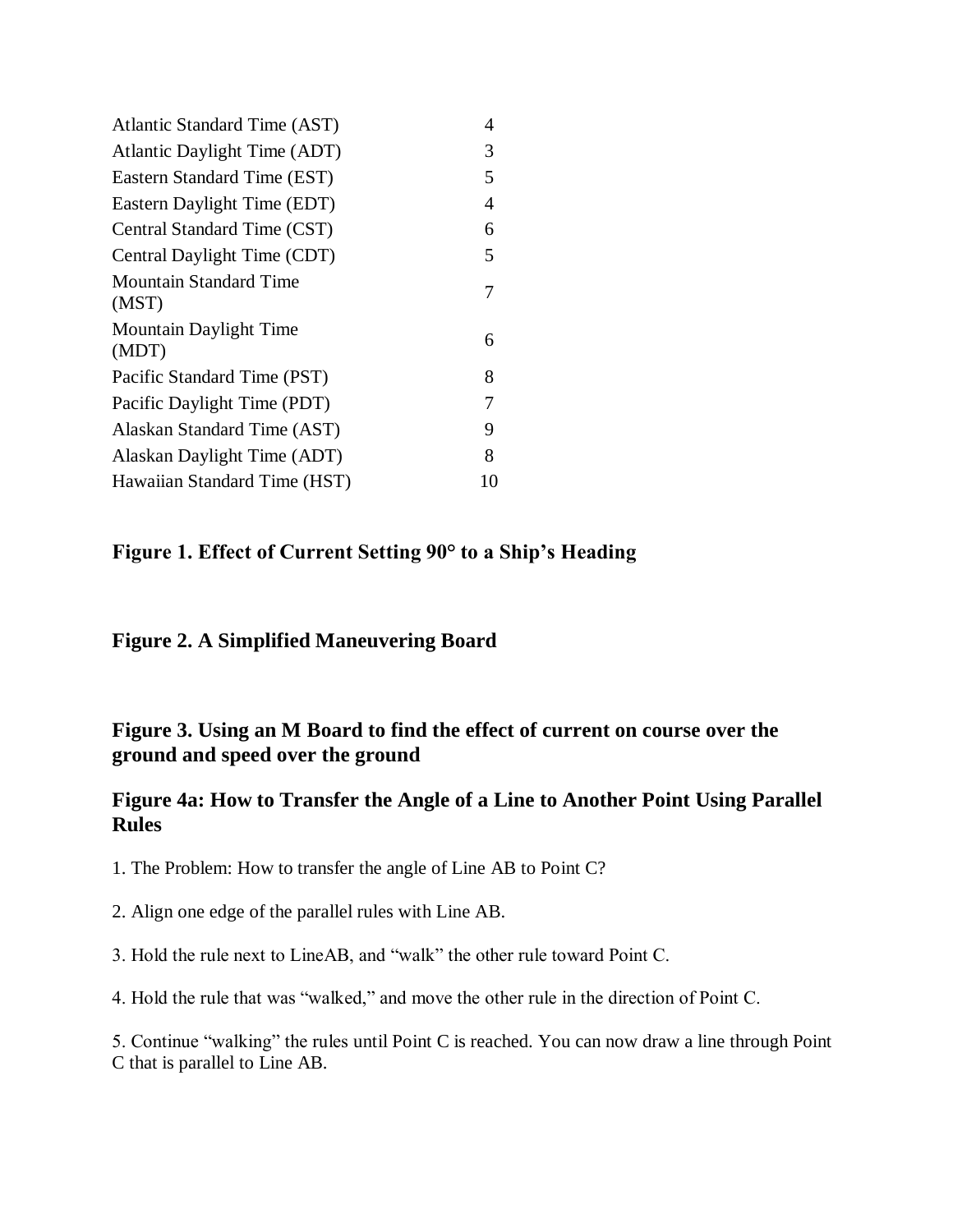| | |
|---|---|
| Atlantic Standard Time (AST) | 4 |
| Atlantic Daylight Time (ADT) | 3 |
| Eastern Standard Time (EST) | 5 |
| Eastern Daylight Time (EDT) | 4 |
| Central Standard Time (CST) | 6 |
| Central Daylight Time (CDT) | 5 |
| Mountain Standard Time (MST) | 7 |
| Mountain Daylight Time (MDT) | 6 |
| Pacific Standard Time (PST) | 8 |
| Pacific Daylight Time (PDT) | 7 |
| Alaskan Standard Time (AST) | 9 |
| Alaskan Daylight Time (ADT) | 8 |
| Hawaiian Standard Time (HST) | 10 |

**Figure 1. Effect of Current Setting 90° to a Ship's Heading**

**Figure 2. A Simplified Maneuvering Board**

**Figure 3. Using an M Board to find the effect of current on course over the ground and speed over the ground**

**Figure 4a: How to Transfer the Angle of a Line to Another Point Using Parallel Rules**

1. The Problem: How to transfer the angle of Line AB to Point C?

2. Align one edge of the parallel rules with Line AB.

3. Hold the rule next to LineAB, and "walk" the other rule toward Point C.

4. Hold the rule that was "walked," and move the other rule in the direction of Point C.

5. Continue "walking" the rules until Point C is reached. You can now draw a line through Point C that is parallel to Line AB.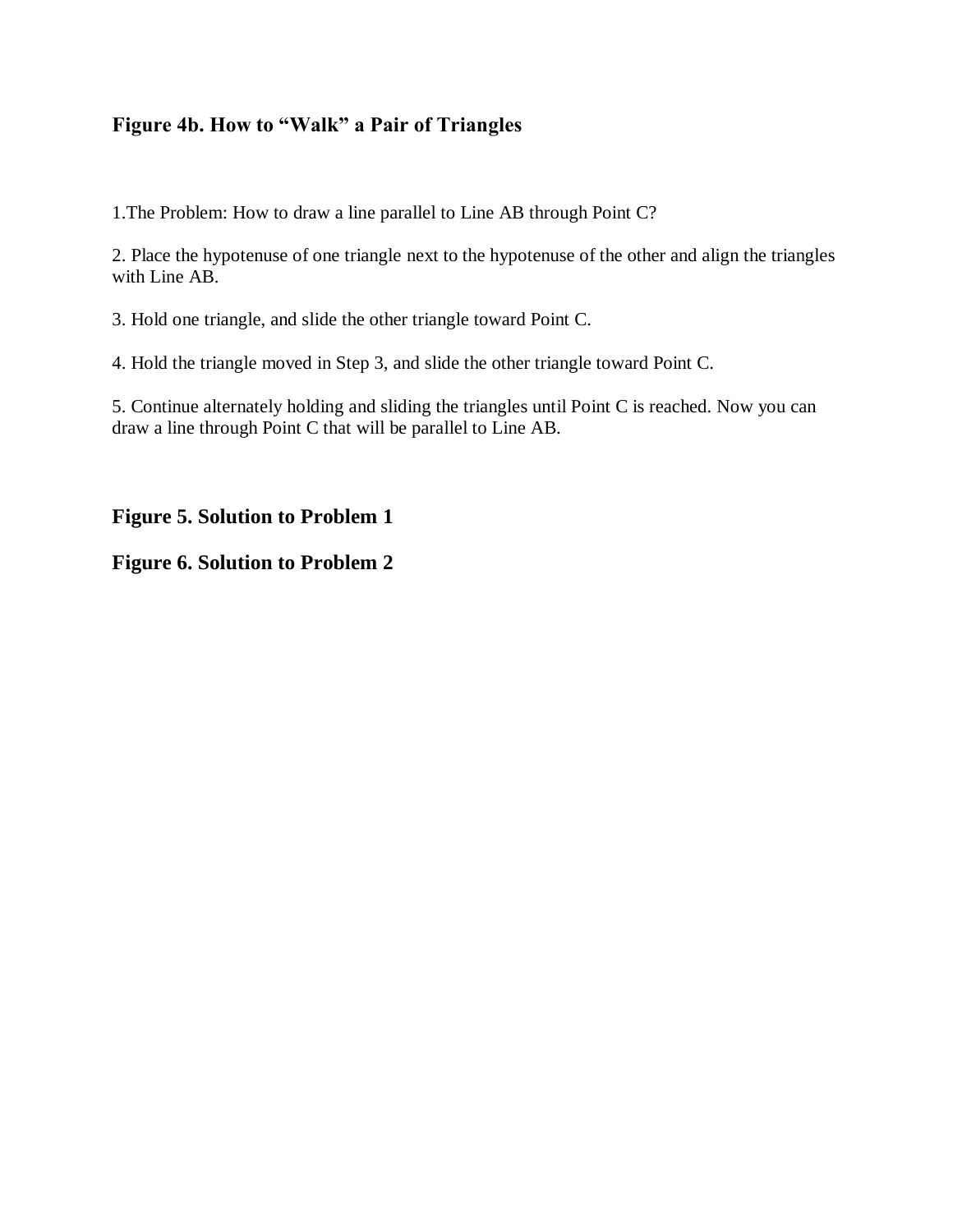**Figure 4b. How to "Walk" a Pair of Triangles**

1.The Problem: How to draw a line parallel to Line AB through Point C?

2. Place the hypotenuse of one triangle next to the hypotenuse of the other and align the triangles with Line AB.

3. Hold one triangle, and slide the other triangle toward Point C.

4. Hold the triangle moved in Step 3, and slide the other triangle toward Point C.

5. Continue alternately holding and sliding the triangles until Point C is reached. Now you can draw a line through Point C that will be parallel to Line AB.

**Figure 5. Solution to Problem 1**

**Figure 6. Solution to Problem 2**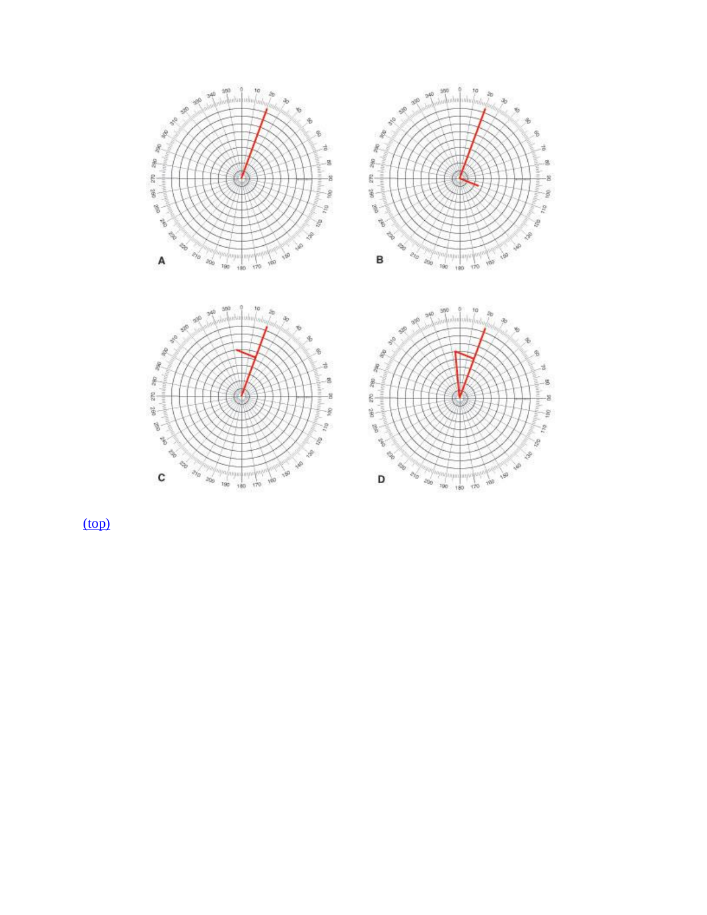A

B

C

D

(top)